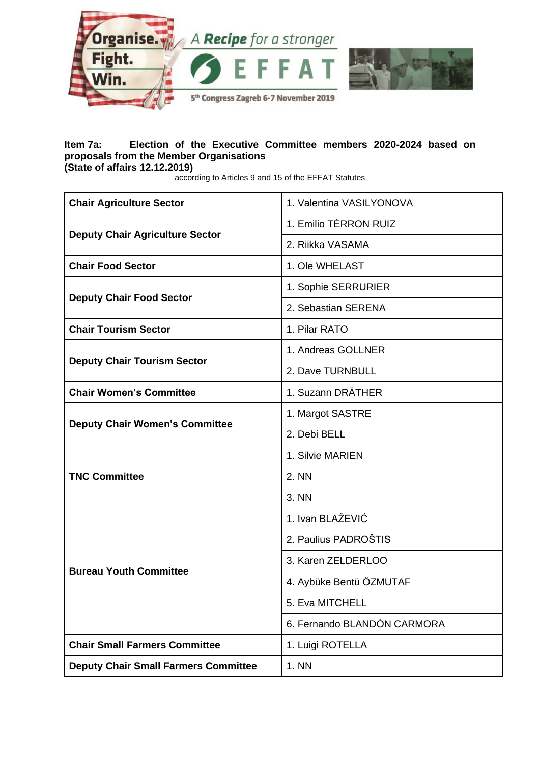Organise. Fight. Win. A Recipe for a stronger EFFAT
5th Congress Zagreb 6-7 November 2019

**Item 7a: Election of the Executive Committee members 2020-2024 based on proposals from the Member Organisations**
**(State of affairs 12.12.2019)**

according to Articles 9 and 15 of the EFFAT Statutes

| | |
|---|---|
| **Chair Agriculture Sector** | 1. Valentina VASILYONOVA |
| **Deputy Chair Agriculture Sector** | 1. Emilio TÉRRON RUIZ |
| | 2. Riikka VASAMA |
| **Chair Food Sector** | 1. Ole WHELAST |
| **Deputy Chair Food Sector** | 1. Sophie SERRURIER |
| | 2. Sebastian SERENA |
| **Chair Tourism Sector** | 1. Pilar RATO |
| **Deputy Chair Tourism Sector** | 1. Andreas GOLLNER |
| | 2. Dave TURNBULL |
| **Chair Women's Committee** | 1. Suzann DRÄTHER |
| **Deputy Chair Women's Committee** | 1. Margot SASTRE |
| | 2. Debi BELL |
| **TNC Committee** | 1. Silvie MARIEN |
| | 2. NN |
| | 3. NN |
| **Bureau Youth Committee** | 1. Ivan BLAŽEVIĆ |
| | 2. Paulius PADROŠTIS |
| | 3. Karen ZELDERLOO |
| | 4. Aybüke Bentü ÖZMUTAF |
| | 5. Eva MITCHELL |
| | 6. Fernando BLANDÓN CARMORA |
| **Chair Small Farmers Committee** | 1. Luigi ROTELLA |
| **Deputy Chair Small Farmers Committee** | 1. NN |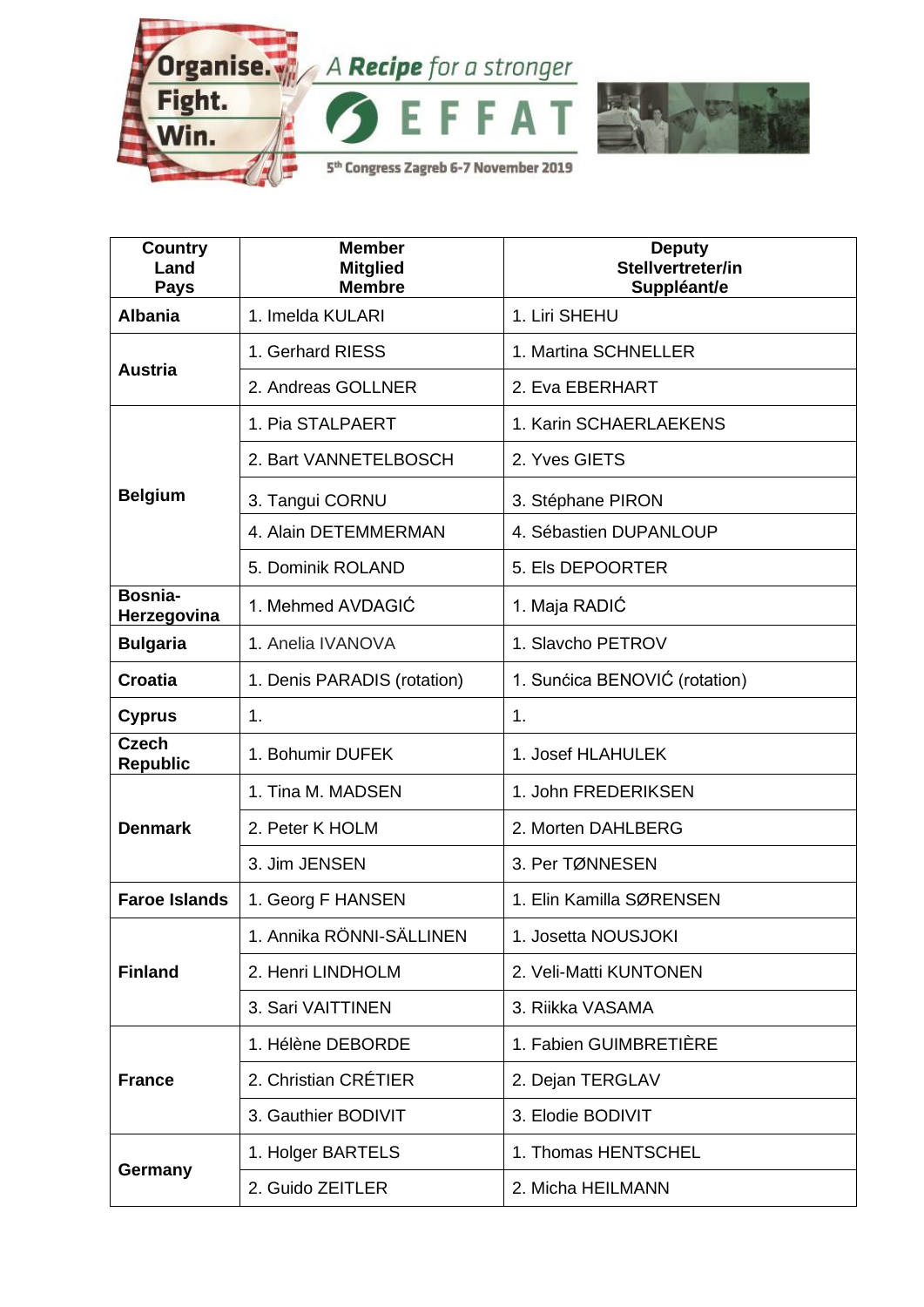| Country<br>Land<br>Pays | Member<br>Mitglied<br>Membre | Deputy<br>Stellvertreter/in<br>Suppléant/e |
|---|---|---|
| **Albania** | 1. Imelda KULARI | 1. Liri SHEHU |
| **Austria** | 1. Gerhard RIESS | 1. Martina SCHNELLER |
| | 2. Andreas GOLLNER | 2. Eva EBERHART |
| **Belgium** | 1. Pia STALPAERT | 1. Karin SCHAERLAEKENS |
| | 2. Bart VANNETELBOSCH | 2. Yves GIETS |
| | 3. Tangui CORNU | 3. Stéphane PIRON |
| | 4. Alain DETEMMERMAN | 4. Sébastien DUPANLOUP |
| | 5. Dominik ROLAND | 5. Els DEPOORTER |
| **Bosnia-Herzegovina** | 1. Mehmed AVDAGIĆ | 1. Maja RADIĆ |
| **Bulgaria** | 1. Anelia IVANOVA | 1. Slavcho PETROV |
| **Croatia** | 1. Denis PARADIS (rotation) | 1. Sunćica BENOVIĆ (rotation) |
| **Cyprus** | 1. | 1. |
| **Czech Republic** | 1. Bohumir DUFEK | 1. Josef HLAHULEK |
| **Denmark** | 1. Tina M. MADSEN | 1. John FREDERIKSEN |
| | 2. Peter K HOLM | 2. Morten DAHLBERG |
| | 3. Jim JENSEN | 3. Per TØNNESEN |
| **Faroe Islands** | 1. Georg F HANSEN | 1. Elin Kamilla SØRENSEN |
| **Finland** | 1. Annika RÖNNI-SÄLLINEN | 1. Josetta NOUSJOKI |
| | 2. Henri LINDHOLM | 2. Veli-Matti KUNTONEN |
| | 3. Sari VAITTINEN | 3. Riikka VASAMA |
| **France** | 1. Hélène DEBORDE | 1. Fabien GUIMBRETIÈRE |
| | 2. Christian CRÉTIER | 2. Dejan TERGLAV |
| | 3. Gauthier BODIVIT | 3. Elodie BODIVIT |
| **Germany** | 1. Holger BARTELS | 1. Thomas HENTSCHEL |
| | 2. Guido ZEITLER | 2. Micha HEILMANN |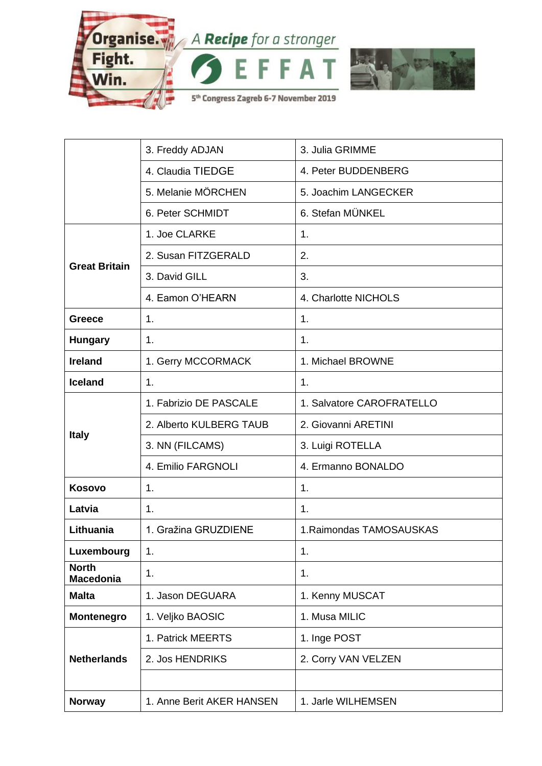|  |  |  |
|---|---|---|
|  | 3. Freddy ADJAN | 3. Julia GRIMME |
|  | 4. Claudia TIEDGE | 4. Peter BUDDENBERG |
|  | 5. Melanie MÖRCHEN | 5. Joachim LANGECKER |
|  | 6. Peter SCHMIDT | 6. Stefan MÜNKEL |
| **Great Britain** | 1. Joe CLARKE | 1. |
|  | 2. Susan FITZGERALD | 2. |
|  | 3. David GILL | 3. |
|  | 4. Eamon O'HEARN | 4. Charlotte NICHOLS |
| **Greece** | 1. | 1. |
| **Hungary** | 1. | 1. |
| **Ireland** | 1. Gerry MCCORMACK | 1. Michael BROWNE |
| **Iceland** | 1. | 1. |
| **Italy** | 1. Fabrizio DE PASCALE | 1. Salvatore CAROFRATELLO |
|  | 2. Alberto KULBERG TAUB | 2. Giovanni ARETINI |
|  | 3. NN (FILCAMS) | 3. Luigi ROTELLA |
|  | 4. Emilio FARGNOLI | 4. Ermanno BONALDO |
| **Kosovo** | 1. | 1. |
| **Latvia** | 1. | 1. |
| **Lithuania** | 1. Gražina GRUZDIENE | 1.Raimondas TAMOSAUSKAS |
| **Luxembourg** | 1. | 1. |
| **North Macedonia** | 1. | 1. |
| **Malta** | 1. Jason DEGUARA | 1. Kenny MUSCAT |
| **Montenegro** | 1. Veljko BAOSIC | 1. Musa MILIC |
| **Netherlands** | 1. Patrick MEERTS | 1. Inge POST |
|  | 2. Jos HENDRIKS | 2. Corry VAN VELZEN |
|  |  |  |
| **Norway** | 1. Anne Berit AKER HANSEN | 1. Jarle WILHEMSEN |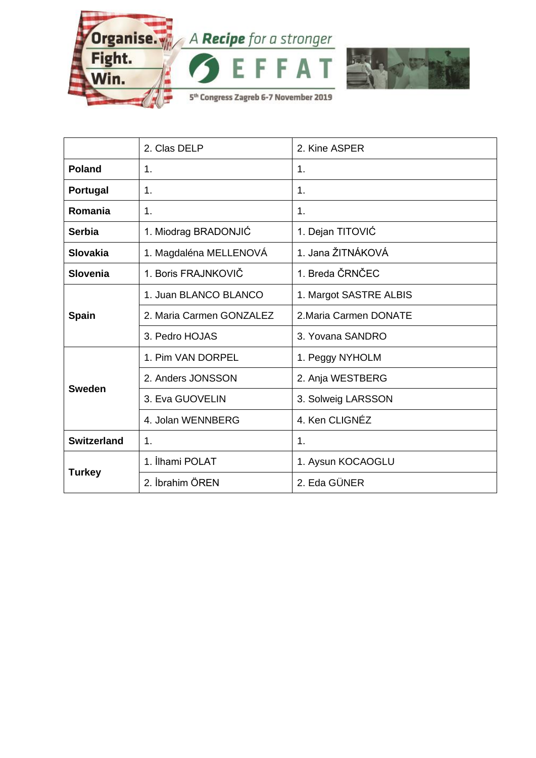| | | |
|---|---|---|
| | 2. Clas DELP | 2. Kine ASPER |
| **Poland** | 1. | 1. |
| **Portugal** | 1. | 1. |
| **Romania** | 1. | 1. |
| **Serbia** | 1. Miodrag BRADONJIĆ | 1. Dejan TITOVIĆ |
| **Slovakia** | 1. Magdaléna MELLENOVÁ | 1. Jana ŽITNÁKOVÁ |
| **Slovenia** | 1. Boris FRAJNKOVIČ | 1. Breda ČRNČEC |
| **Spain** | 1. Juan BLANCO BLANCO | 1. Margot SASTRE ALBIS |
| | 2. Maria Carmen GONZALEZ | 2.Maria Carmen DONATE |
| | 3. Pedro HOJAS | 3. Yovana SANDRO |
| **Sweden** | 1. Pim VAN DORPEL | 1. Peggy NYHOLM |
| | 2. Anders JONSSON | 2. Anja WESTBERG |
| | 3. Eva GUOVELIN | 3. Solweig LARSSON |
| | 4. Jolan WENNBERG | 4. Ken CLIGNÉZ |
| **Switzerland** | 1. | 1. |
| **Turkey** | 1. İlhami POLAT | 1. Aysun KOCAOGLU |
| | 2. İbrahim ÖREN | 2. Eda GÜNER |